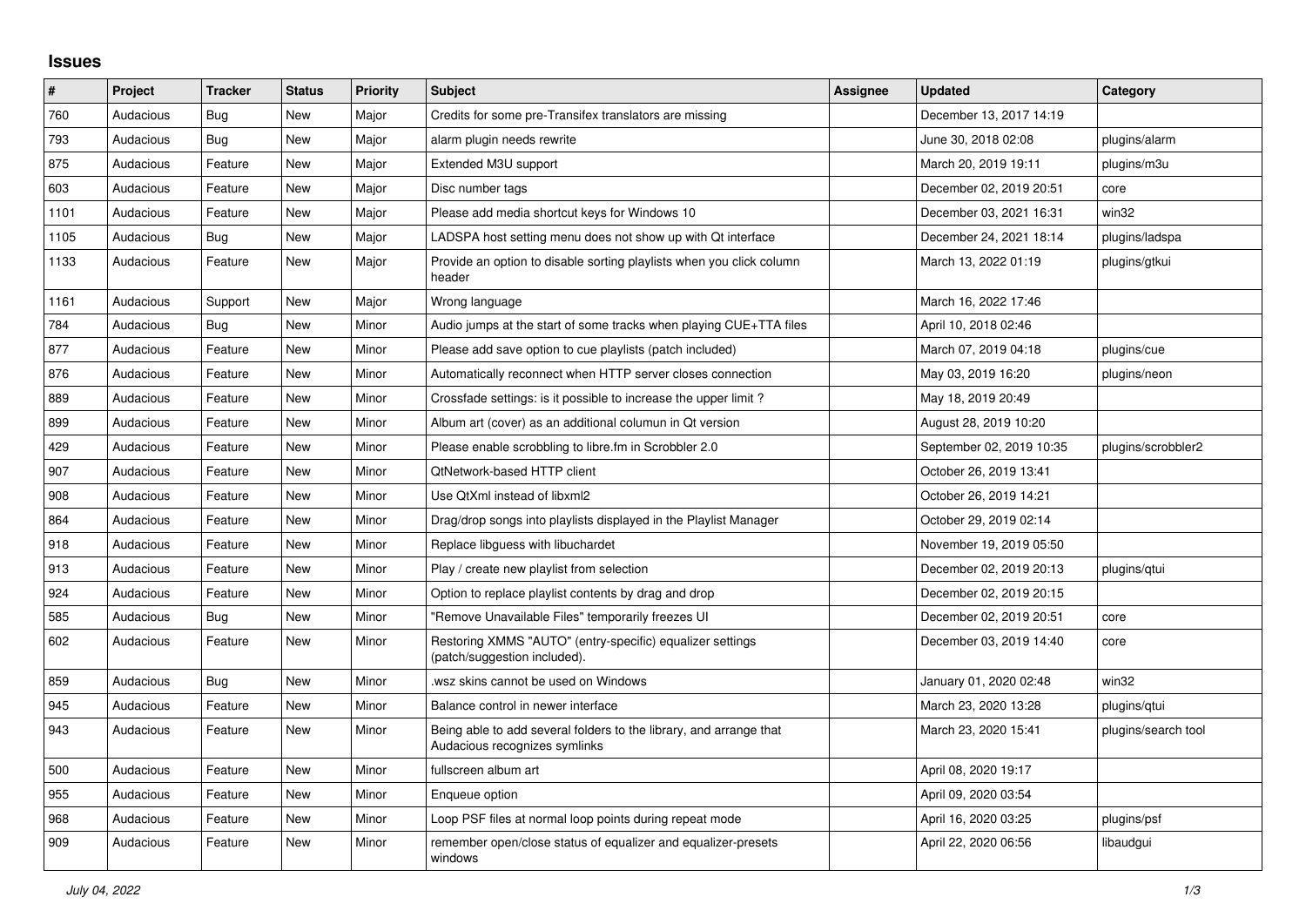# Issues

| # | Project | Tracker | Status | Priority | Subject | Assignee | Updated | Category |
|---|---|---|---|---|---|---|---|---|
| 760 | Audacious | Bug | New | Major | Credits for some pre-Transifex translators are missing | | December 13, 2017 14:19 | |
| 793 | Audacious | Bug | New | Major | alarm plugin needs rewrite | | June 30, 2018 02:08 | plugins/alarm |
| 875 | Audacious | Feature | New | Major | Extended M3U support | | March 20, 2019 19:11 | plugins/m3u |
| 603 | Audacious | Feature | New | Major | Disc number tags | | December 02, 2019 20:51 | core |
| 1101 | Audacious | Feature | New | Major | Please add media shortcut keys for Windows 10 | | December 03, 2021 16:31 | win32 |
| 1105 | Audacious | Bug | New | Major | LADSPA host setting menu does not show up with Qt interface | | December 24, 2021 18:14 | plugins/ladspa |
| 1133 | Audacious | Feature | New | Major | Provide an option to disable sorting playlists when you click column header | | March 13, 2022 01:19 | plugins/gtkui |
| 1161 | Audacious | Support | New | Major | Wrong language | | March 16, 2022 17:46 | |
| 784 | Audacious | Bug | New | Minor | Audio jumps at the start of some tracks when playing CUE+TTA files | | April 10, 2018 02:46 | |
| 877 | Audacious | Feature | New | Minor | Please add save option to cue playlists (patch included) | | March 07, 2019 04:18 | plugins/cue |
| 876 | Audacious | Feature | New | Minor | Automatically reconnect when HTTP server closes connection | | May 03, 2019 16:20 | plugins/neon |
| 889 | Audacious | Feature | New | Minor | Crossfade settings: is it possible to increase the upper limit ? | | May 18, 2019 20:49 | |
| 899 | Audacious | Feature | New | Minor | Album art (cover) as an additional columun in Qt version | | August 28, 2019 10:20 | |
| 429 | Audacious | Feature | New | Minor | Please enable scrobbling to libre.fm in Scrobbler 2.0 | | September 02, 2019 10:35 | plugins/scrobbler2 |
| 907 | Audacious | Feature | New | Minor | QtNetwork-based HTTP client | | October 26, 2019 13:41 | |
| 908 | Audacious | Feature | New | Minor | Use QtXml instead of libxml2 | | October 26, 2019 14:21 | |
| 864 | Audacious | Feature | New | Minor | Drag/drop songs into playlists displayed in the Playlist Manager | | October 29, 2019 02:14 | |
| 918 | Audacious | Feature | New | Minor | Replace libguess with libuchardet | | November 19, 2019 05:50 | |
| 913 | Audacious | Feature | New | Minor | Play / create new playlist from selection | | December 02, 2019 20:13 | plugins/qtui |
| 924 | Audacious | Feature | New | Minor | Option to replace playlist contents by drag and drop | | December 02, 2019 20:15 | |
| 585 | Audacious | Bug | New | Minor | "Remove Unavailable Files" temporarily freezes UI | | December 02, 2019 20:51 | core |
| 602 | Audacious | Feature | New | Minor | Restoring XMMS "AUTO" (entry-specific) equalizer settings (patch/suggestion included). | | December 03, 2019 14:40 | core |
| 859 | Audacious | Bug | New | Minor | .wsz skins cannot be used on Windows | | January 01, 2020 02:48 | win32 |
| 945 | Audacious | Feature | New | Minor | Balance control in newer interface | | March 23, 2020 13:28 | plugins/qtui |
| 943 | Audacious | Feature | New | Minor | Being able to add several folders to the library, and arrange that Audacious recognizes symlinks | | March 23, 2020 15:41 | plugins/search tool |
| 500 | Audacious | Feature | New | Minor | fullscreen album art | | April 08, 2020 19:17 | |
| 955 | Audacious | Feature | New | Minor | Enqueue option | | April 09, 2020 03:54 | |
| 968 | Audacious | Feature | New | Minor | Loop PSF files at normal loop points during repeat mode | | April 16, 2020 03:25 | plugins/psf |
| 909 | Audacious | Feature | New | Minor | remember open/close status of equalizer and equalizer-presets windows | | April 22, 2020 06:56 | libaudgui |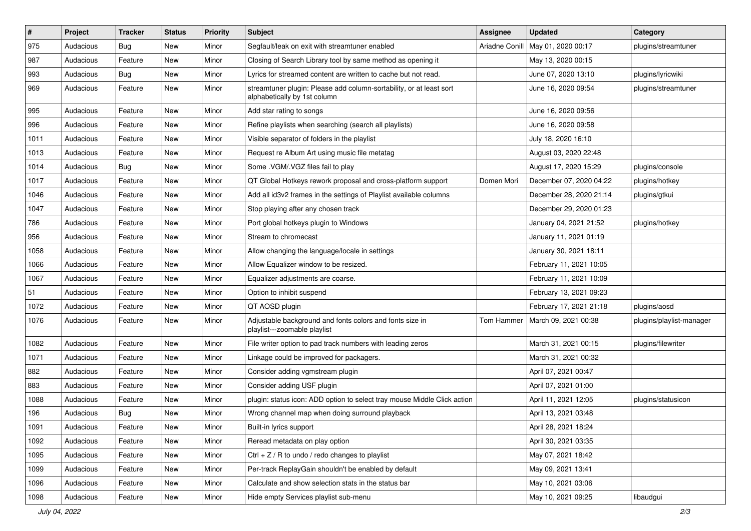| # | Project | Tracker | Status | Priority | Subject | Assignee | Updated | Category |
|---|---|---|---|---|---|---|---|---|
| 975 | Audacious | Bug | New | Minor | Segfault/leak on exit with streamtuner enabled | Ariadne Conill | May 01, 2020 00:17 | plugins/streamtuner |
| 987 | Audacious | Feature | New | Minor | Closing of Search Library tool by same method as opening it | | May 13, 2020 00:15 | |
| 993 | Audacious | Bug | New | Minor | Lyrics for streamed content are written to cache but not read. | | June 07, 2020 13:10 | plugins/lyricwiki |
| 969 | Audacious | Feature | New | Minor | streamtuner plugin: Please add column-sortability, or at least sort alphabetically by 1st column | | June 16, 2020 09:54 | plugins/streamtuner |
| 995 | Audacious | Feature | New | Minor | Add star rating to songs | | June 16, 2020 09:56 | |
| 996 | Audacious | Feature | New | Minor | Refine playlists when searching (search all playlists) | | June 16, 2020 09:58 | |
| 1011 | Audacious | Feature | New | Minor | Visible separator of folders in the playlist | | July 18, 2020 16:10 | |
| 1013 | Audacious | Feature | New | Minor | Request re Album Art using music file metatag | | August 03, 2020 22:48 | |
| 1014 | Audacious | Bug | New | Minor | Some .VGM/.VGZ files fail to play | | August 17, 2020 15:29 | plugins/console |
| 1017 | Audacious | Feature | New | Minor | QT Global Hotkeys rework proposal and cross-platform support | Domen Mori | December 07, 2020 04:22 | plugins/hotkey |
| 1046 | Audacious | Feature | New | Minor | Add all id3v2 frames in the settings of Playlist available columns | | December 28, 2020 21:14 | plugins/gtkui |
| 1047 | Audacious | Feature | New | Minor | Stop playing after any chosen track | | December 29, 2020 01:23 | |
| 786 | Audacious | Feature | New | Minor | Port global hotkeys plugin to Windows | | January 04, 2021 21:52 | plugins/hotkey |
| 956 | Audacious | Feature | New | Minor | Stream to chromecast | | January 11, 2021 01:19 | |
| 1058 | Audacious | Feature | New | Minor | Allow changing the language/locale in settings | | January 30, 2021 18:11 | |
| 1066 | Audacious | Feature | New | Minor | Allow Equalizer window to be resized. | | February 11, 2021 10:05 | |
| 1067 | Audacious | Feature | New | Minor | Equalizer adjustments are coarse. | | February 11, 2021 10:09 | |
| 51 | Audacious | Feature | New | Minor | Option to inhibit suspend | | February 13, 2021 09:23 | |
| 1072 | Audacious | Feature | New | Minor | QT AOSD plugin | | February 17, 2021 21:18 | plugins/aosd |
| 1076 | Audacious | Feature | New | Minor | Adjustable background and fonts colors and fonts size in playlist---zoomable playlist | Tom Hammer | March 09, 2021 00:38 | plugins/playlist-manager |
| 1082 | Audacious | Feature | New | Minor | File writer option to pad track numbers with leading zeros | | March 31, 2021 00:15 | plugins/filewriter |
| 1071 | Audacious | Feature | New | Minor | Linkage could be improved for packagers. | | March 31, 2021 00:32 | |
| 882 | Audacious | Feature | New | Minor | Consider adding vgmstream plugin | | April 07, 2021 00:47 | |
| 883 | Audacious | Feature | New | Minor | Consider adding USF plugin | | April 07, 2021 01:00 | |
| 1088 | Audacious | Feature | New | Minor | plugin: status icon: ADD option to select tray mouse Middle Click action | | April 11, 2021 12:05 | plugins/statusicon |
| 196 | Audacious | Bug | New | Minor | Wrong channel map when doing surround playback | | April 13, 2021 03:48 | |
| 1091 | Audacious | Feature | New | Minor | Built-in lyrics support | | April 28, 2021 18:24 | |
| 1092 | Audacious | Feature | New | Minor | Reread metadata on play option | | April 30, 2021 03:35 | |
| 1095 | Audacious | Feature | New | Minor | Ctrl + Z / R to undo / redo changes to playlist | | May 07, 2021 18:42 | |
| 1099 | Audacious | Feature | New | Minor | Per-track ReplayGain shouldn't be enabled by default | | May 09, 2021 13:41 | |
| 1096 | Audacious | Feature | New | Minor | Calculate and show selection stats in the status bar | | May 10, 2021 03:06 | |
| 1098 | Audacious | Feature | New | Minor | Hide empty Services playlist sub-menu | | May 10, 2021 09:25 | libaudgui |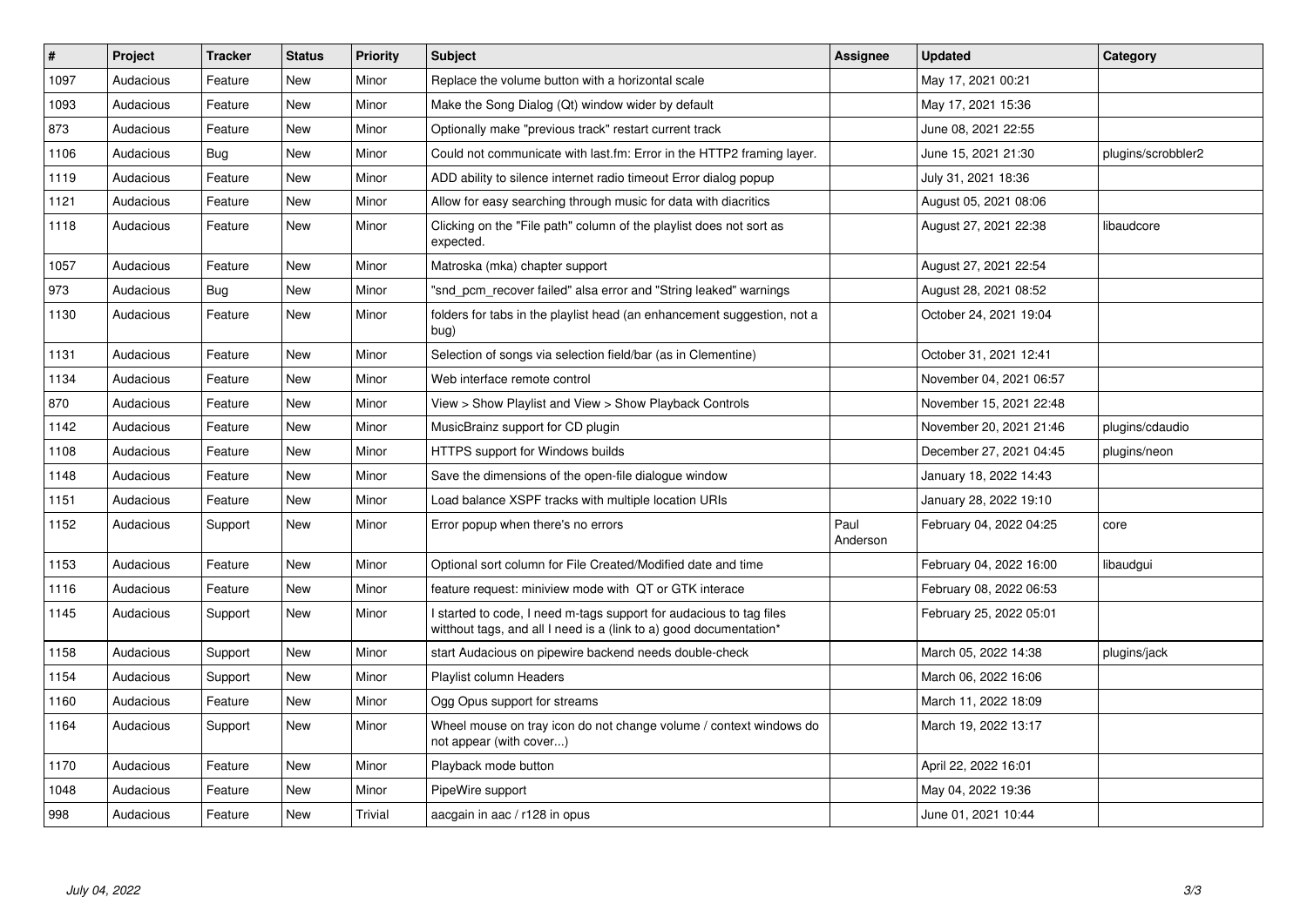| # | Project | Tracker | Status | Priority | Subject | Assignee | Updated | Category |
|---|---|---|---|---|---|---|---|---|
| 1097 | Audacious | Feature | New | Minor | Replace the volume button with a horizontal scale | | May 17, 2021 00:21 | |
| 1093 | Audacious | Feature | New | Minor | Make the Song Dialog (Qt) window wider by default | | May 17, 2021 15:36 | |
| 873 | Audacious | Feature | New | Minor | Optionally make "previous track" restart current track | | June 08, 2021 22:55 | |
| 1106 | Audacious | Bug | New | Minor | Could not communicate with last.fm: Error in the HTTP2 framing layer. | | June 15, 2021 21:30 | plugins/scrobbler2 |
| 1119 | Audacious | Feature | New | Minor | ADD ability to silence internet radio timeout Error dialog popup | | July 31, 2021 18:36 | |
| 1121 | Audacious | Feature | New | Minor | Allow for easy searching through music for data with diacritics | | August 05, 2021 08:06 | |
| 1118 | Audacious | Feature | New | Minor | Clicking on the "File path" column of the playlist does not sort as expected. | | August 27, 2021 22:38 | libaudcore |
| 1057 | Audacious | Feature | New | Minor | Matroska (mka) chapter support | | August 27, 2021 22:54 | |
| 973 | Audacious | Bug | New | Minor | "snd_pcm_recover failed" alsa error and "String leaked" warnings | | August 28, 2021 08:52 | |
| 1130 | Audacious | Feature | New | Minor | folders for tabs in the playlist head (an enhancement suggestion, not a bug) | | October 24, 2021 19:04 | |
| 1131 | Audacious | Feature | New | Minor | Selection of songs via selection field/bar (as in Clementine) | | October 31, 2021 12:41 | |
| 1134 | Audacious | Feature | New | Minor | Web interface remote control | | November 04, 2021 06:57 | |
| 870 | Audacious | Feature | New | Minor | View > Show Playlist and View > Show Playback Controls | | November 15, 2021 22:48 | |
| 1142 | Audacious | Feature | New | Minor | MusicBrainz support for CD plugin | | November 20, 2021 21:46 | plugins/cdaudio |
| 1108 | Audacious | Feature | New | Minor | HTTPS support for Windows builds | | December 27, 2021 04:45 | plugins/neon |
| 1148 | Audacious | Feature | New | Minor | Save the dimensions of the open-file dialogue window | | January 18, 2022 14:43 | |
| 1151 | Audacious | Feature | New | Minor | Load balance XSPF tracks with multiple location URIs | | January 28, 2022 19:10 | |
| 1152 | Audacious | Support | New | Minor | Error popup when there's no errors | Paul Anderson | February 04, 2022 04:25 | core |
| 1153 | Audacious | Feature | New | Minor | Optional sort column for File Created/Modified date and time | | February 04, 2022 16:00 | libaudgui |
| 1116 | Audacious | Feature | New | Minor | feature request: miniview mode with QT or GTK interace | | February 08, 2022 06:53 | |
| 1145 | Audacious | Support | New | Minor | I started to code, I need m-tags support for audacious to tag files witthout tags, and all I need is a (link to a) good documentation* | | February 25, 2022 05:01 | |
| 1158 | Audacious | Support | New | Minor | start Audacious on pipewire backend needs double-check | | March 05, 2022 14:38 | plugins/jack |
| 1154 | Audacious | Support | New | Minor | Playlist column Headers | | March 06, 2022 16:06 | |
| 1160 | Audacious | Feature | New | Minor | Ogg Opus support for streams | | March 11, 2022 18:09 | |
| 1164 | Audacious | Support | New | Minor | Wheel mouse on tray icon do not change volume / context windows do not appear (with cover...) | | March 19, 2022 13:17 | |
| 1170 | Audacious | Feature | New | Minor | Playback mode button | | April 22, 2022 16:01 | |
| 1048 | Audacious | Feature | New | Minor | PipeWire support | | May 04, 2022 19:36 | |
| 998 | Audacious | Feature | New | Trivial | aacgain in aac / r128 in opus | | June 01, 2021 10:44 | |

*July 04, 2022*